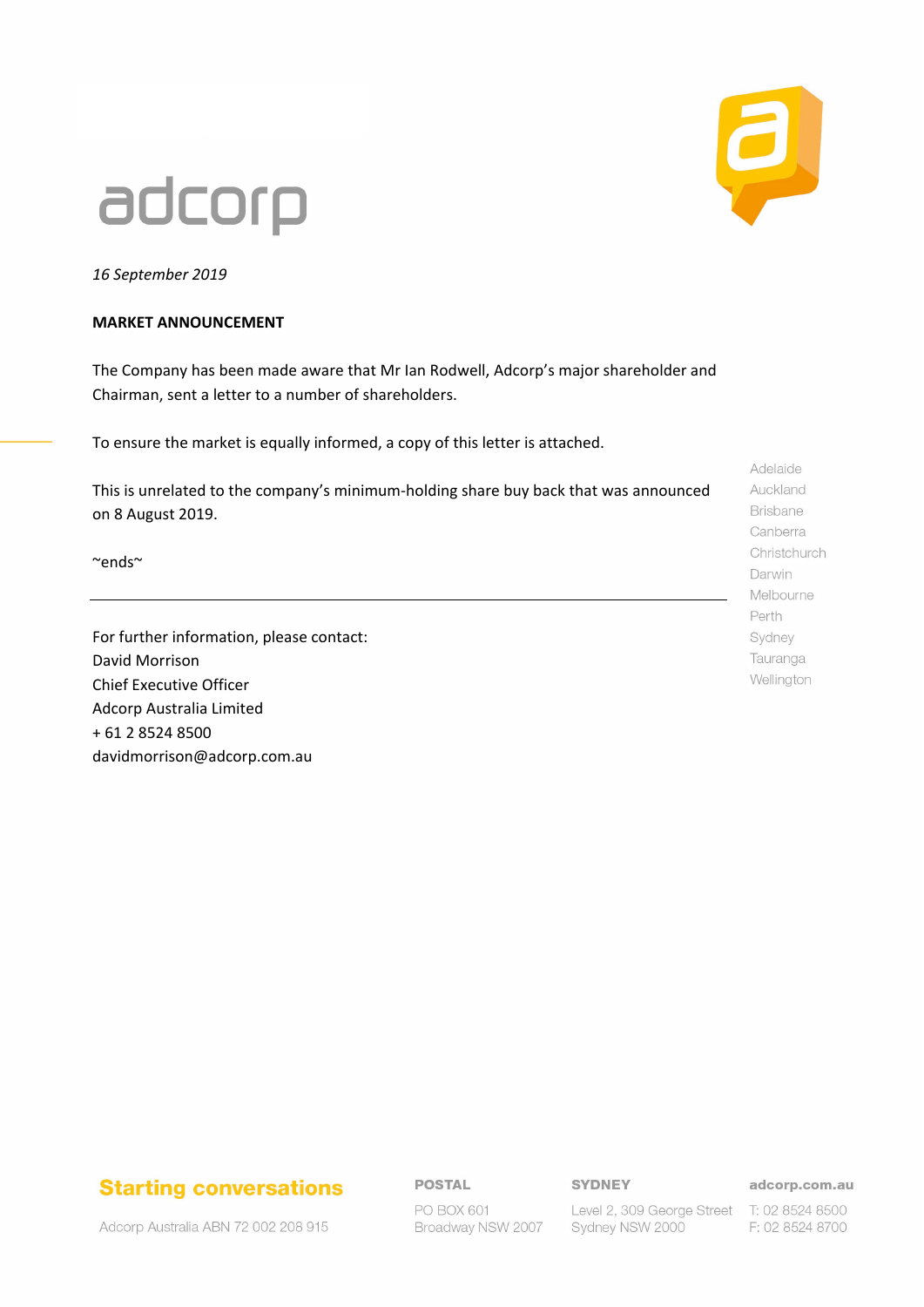adcorp

*16 September 2019*

**MARKET ANNOUNCEMENT**

The Company has been made aware that Mr Ian Rodwell, Adcorp's major shareholder and Chairman, sent a letter to a number of shareholders.

To ensure the market is equally informed, a copy of this letter is attached.

This is unrelated to the company's minimum-holding share buy back that was announced on 8 August 2019.

~ends~

---

For further information, please contact:
David Morrison
Chief Executive Officer
Adcorp Australia Limited
+ 61 2 8524 8500
davidmorrison@adcorp.com.au

Adelaide
Auckland
Brisbane
Canberra
Christchurch
Darwin
Melbourne
Perth
Sydney
Tauranga
Wellington

**Starting conversations**

Adcorp Australia ABN 72 002 208 915

**POSTAL**
PO BOX 601
Broadway NSW 2007

**SYDNEY**
Level 2, 309 George Street
Sydney NSW 2000

**adcorp.com.au**
T: 02 8524 8500
F: 02 8524 8700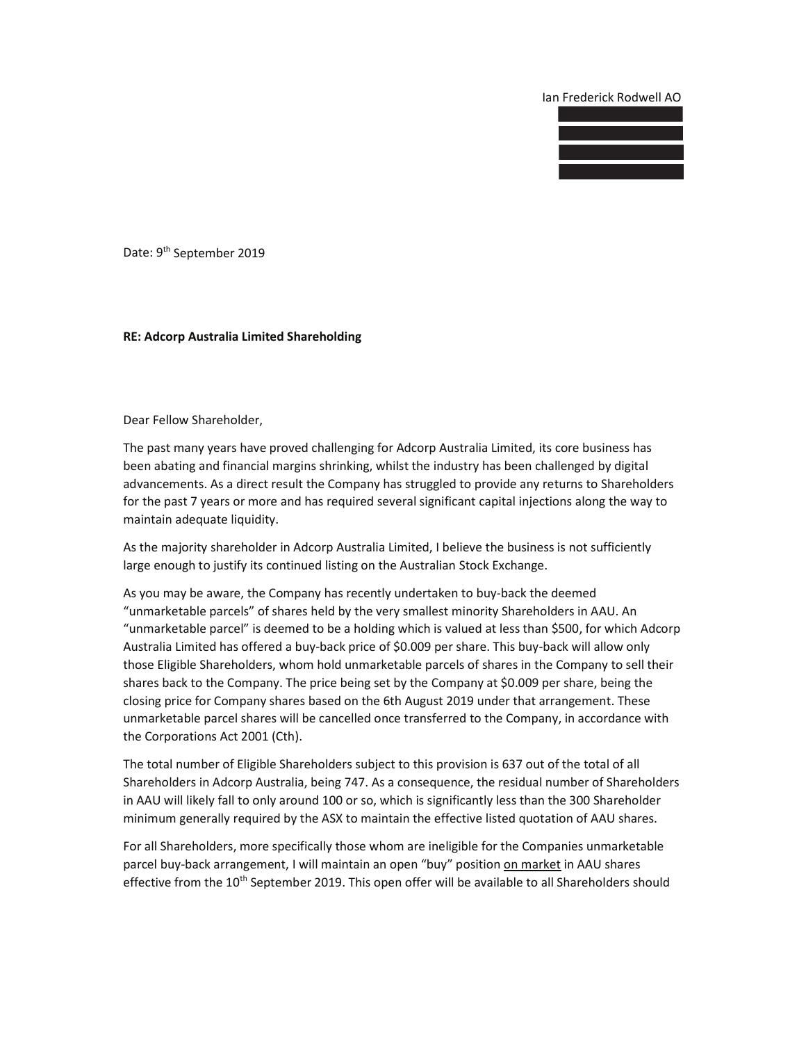Ian Frederick Rodwell AO

Date: 9th September 2019

**RE: Adcorp Australia Limited Shareholding**

Dear Fellow Shareholder,

The past many years have proved challenging for Adcorp Australia Limited, its core business has been abating and financial margins shrinking, whilst the industry has been challenged by digital advancements. As a direct result the Company has struggled to provide any returns to Shareholders for the past 7 years or more and has required several significant capital injections along the way to maintain adequate liquidity.

As the majority shareholder in Adcorp Australia Limited, I believe the business is not sufficiently large enough to justify its continued listing on the Australian Stock Exchange.

As you may be aware, the Company has recently undertaken to buy-back the deemed "unmarketable parcels" of shares held by the very smallest minority Shareholders in AAU. An "unmarketable parcel" is deemed to be a holding which is valued at less than $500, for which Adcorp Australia Limited has offered a buy-back price of $0.009 per share. This buy-back will allow only those Eligible Shareholders, whom hold unmarketable parcels of shares in the Company to sell their shares back to the Company. The price being set by the Company at $0.009 per share, being the closing price for Company shares based on the 6th August 2019 under that arrangement. These unmarketable parcel shares will be cancelled once transferred to the Company, in accordance with the Corporations Act 2001 (Cth).

The total number of Eligible Shareholders subject to this provision is 637 out of the total of all Shareholders in Adcorp Australia, being 747. As a consequence, the residual number of Shareholders in AAU will likely fall to only around 100 or so, which is significantly less than the 300 Shareholder minimum generally required by the ASX to maintain the effective listed quotation of AAU shares.

For all Shareholders, more specifically those whom are ineligible for the Companies unmarketable parcel buy-back arrangement, I will maintain an open "buy" position on market in AAU shares effective from the 10th September 2019. This open offer will be available to all Shareholders should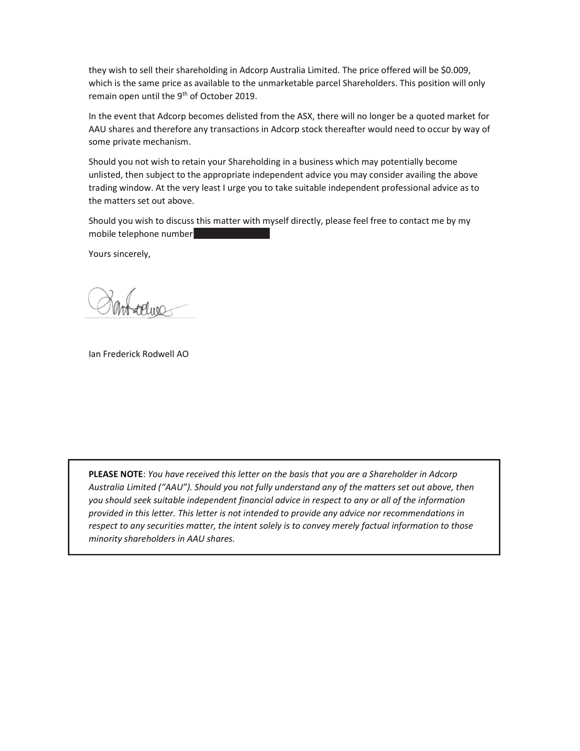they wish to sell their shareholding in Adcorp Australia Limited. The price offered will be $0.009, which is the same price as available to the unmarketable parcel Shareholders. This position will only remain open until the 9th of October 2019.

In the event that Adcorp becomes delisted from the ASX, there will no longer be a quoted market for AAU shares and therefore any transactions in Adcorp stock thereafter would need to occur by way of some private mechanism.

Should you not wish to retain your Shareholding in a business which may potentially become unlisted, then subject to the appropriate independent advice you may consider availing the above trading window. At the very least I urge you to take suitable independent professional advice as to the matters set out above.

Should you wish to discuss this matter with myself directly, please feel free to contact me by my mobile telephone number

Yours sincerely,

Ian Frederick Rodwell AO

**PLEASE NOTE**: *You have received this letter on the basis that you are a Shareholder in Adcorp Australia Limited ("AAU"). Should you not fully understand any of the matters set out above, then you should seek suitable independent financial advice in respect to any or all of the information provided in this letter. This letter is not intended to provide any advice nor recommendations in respect to any securities matter, the intent solely is to convey merely factual information to those minority shareholders in AAU shares.*